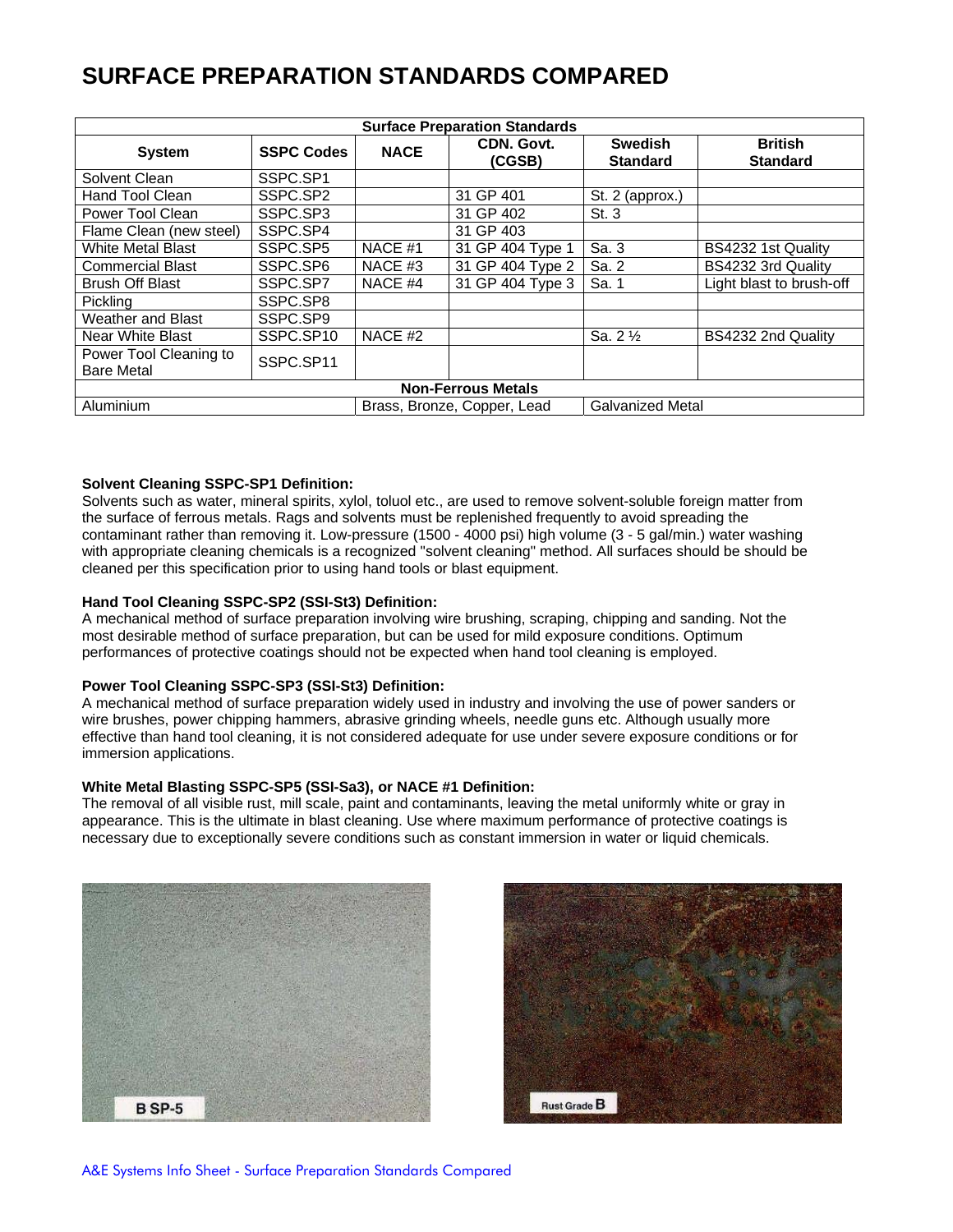# SURFACE PREPARATION STANDARDS COMPARED

| Surface Preparation Standards | | | | | |
|---|---|---|---|---|---|
| **System** | **SSPC Codes** | **NACE** | **CDN. Govt. (CGSB)** | **Swedish Standard** | **British Standard** |
| Solvent Clean | SSPC.SP1 | | | | |
| Hand Tool Clean | SSPC.SP2 | | 31 GP 401 | St. 2 (approx.) | |
| Power Tool Clean | SSPC.SP3 | | 31 GP 402 | St. 3 | |
| Flame Clean (new steel) | SSPC.SP4 | | 31 GP 403 | | |
| White Metal Blast | SSPC.SP5 | NACE #1 | 31 GP 404 Type 1 | Sa. 3 | BS4232 1st Quality |
| Commercial Blast | SSPC.SP6 | NACE #3 | 31 GP 404 Type 2 | Sa. 2 | BS4232 3rd Quality |
| Brush Off Blast | SSPC.SP7 | NACE #4 | 31 GP 404 Type 3 | Sa. 1 | Light blast to brush-off |
| Pickling | SSPC.SP8 | | | | |
| Weather and Blast | SSPC.SP9 | | | | |
| Near White Blast | SSPC.SP10 | NACE #2 | | Sa. 2 ½ | BS4232 2nd Quality |
| Power Tool Cleaning to Bare Metal | SSPC.SP11 | | | | |
| **Non-Ferrous Metals** | | | | | |
| Aluminium | | Brass, Bronze, Copper, Lead | | Galvanized Metal | |

**Solvent Cleaning SSPC-SP1 Definition:**
Solvents such as water, mineral spirits, xylol, toluol etc., are used to remove solvent-soluble foreign matter from the surface of ferrous metals. Rags and solvents must be replenished frequently to avoid spreading the contaminant rather than removing it. Low-pressure (1500 - 4000 psi) high volume (3 - 5 gal/min.) water washing with appropriate cleaning chemicals is a recognized "solvent cleaning" method. All surfaces should be should be cleaned per this specification prior to using hand tools or blast equipment.

**Hand Tool Cleaning SSPC-SP2 (SSI-St3) Definition:**
A mechanical method of surface preparation involving wire brushing, scraping, chipping and sanding. Not the most desirable method of surface preparation, but can be used for mild exposure conditions. Optimum performances of protective coatings should not be expected when hand tool cleaning is employed.

**Power Tool Cleaning SSPC-SP3 (SSI-St3) Definition:**
A mechanical method of surface preparation widely used in industry and involving the use of power sanders or wire brushes, power chipping hammers, abrasive grinding wheels, needle guns etc. Although usually more effective than hand tool cleaning, it is not considered adequate for use under severe exposure conditions or for immersion applications.

**White Metal Blasting SSPC-SP5 (SSI-Sa3), or NACE #1 Definition:**
The removal of all visible rust, mill scale, paint and contaminants, leaving the metal uniformly white or gray in appearance. This is the ultimate in blast cleaning. Use where maximum performance of protective coatings is necessary due to exceptionally severe conditions such as constant immersion in water or liquid chemicals.

B SP-5

Rust Grade B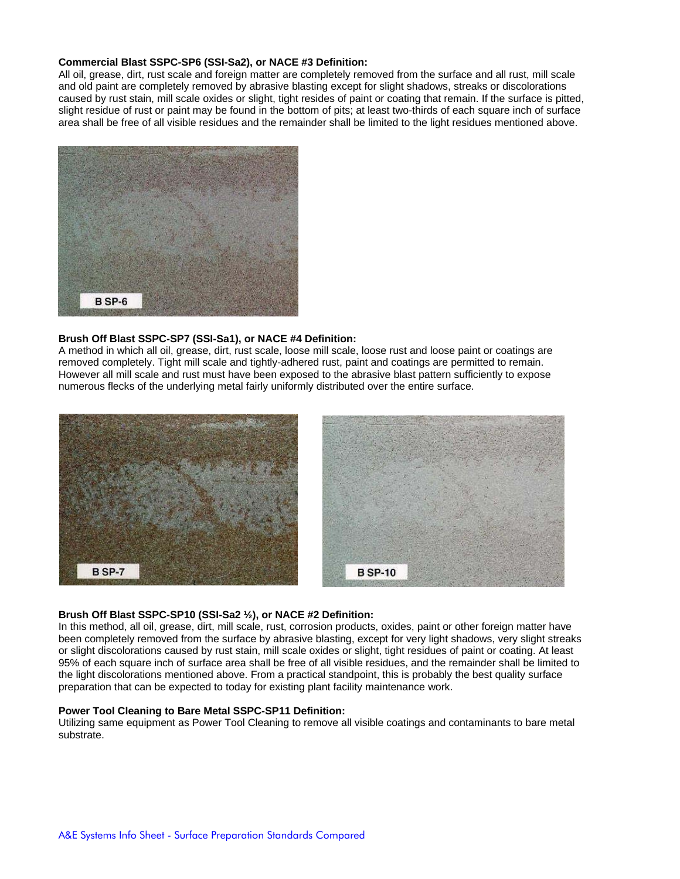**Commercial Blast SSPC-SP6 (SSI-Sa2), or NACE #3 Definition:**
All oil, grease, dirt, rust scale and foreign matter are completely removed from the surface and all rust, mill scale and old paint are completely removed by abrasive blasting except for slight shadows, streaks or discolorations caused by rust stain, mill scale oxides or slight, tight resides of paint or coating that remain. If the surface is pitted, slight residue of rust or paint may be found in the bottom of pits; at least two-thirds of each square inch of surface area shall be free of all visible residues and the remainder shall be limited to the light residues mentioned above.

B SP-6

**Brush Off Blast SSPC-SP7 (SSI-Sa1), or NACE #4 Definition:**
A method in which all oil, grease, dirt, rust scale, loose mill scale, loose rust and loose paint or coatings are removed completely. Tight mill scale and tightly-adhered rust, paint and coatings are permitted to remain. However all mill scale and rust must have been exposed to the abrasive blast pattern sufficiently to expose numerous flecks of the underlying metal fairly uniformly distributed over the entire surface.

B SP-7

B SP-10

**Brush Off Blast SSPC-SP10 (SSI-Sa2 ½), or NACE #2 Definition:**
In this method, all oil, grease, dirt, mill scale, rust, corrosion products, oxides, paint or other foreign matter have been completely removed from the surface by abrasive blasting, except for very light shadows, very slight streaks or slight discolorations caused by rust stain, mill scale oxides or slight, tight residues of paint or coating. At least 95% of each square inch of surface area shall be free of all visible residues, and the remainder shall be limited to the light discolorations mentioned above. From a practical standpoint, this is probably the best quality surface preparation that can be expected to today for existing plant facility maintenance work.

**Power Tool Cleaning to Bare Metal SSPC-SP11 Definition:**
Utilizing same equipment as Power Tool Cleaning to remove all visible coatings and contaminants to bare metal substrate.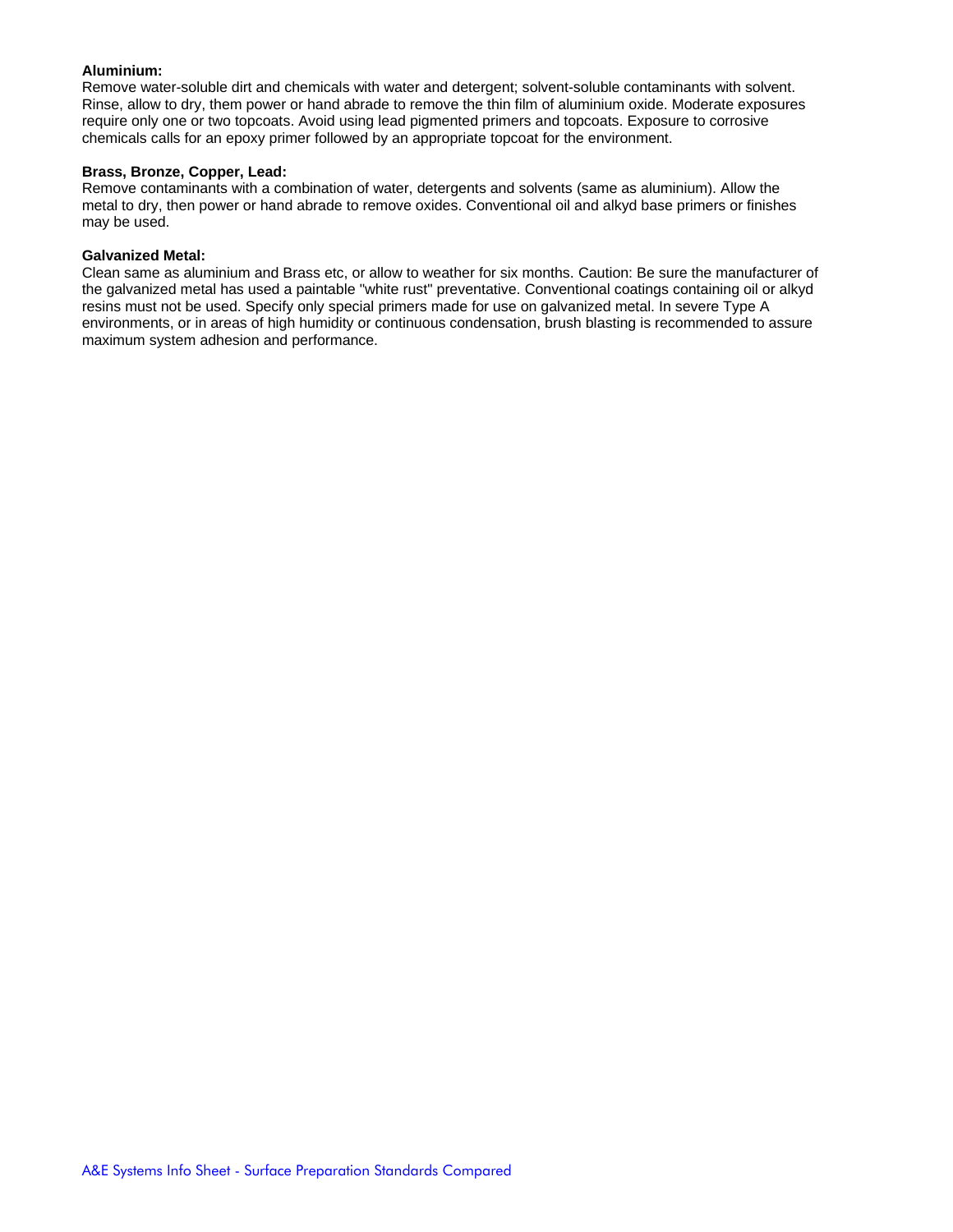**Aluminium:**
Remove water-soluble dirt and chemicals with water and detergent; solvent-soluble contaminants with solvent. Rinse, allow to dry, them power or hand abrade to remove the thin film of aluminium oxide. Moderate exposures require only one or two topcoats. Avoid using lead pigmented primers and topcoats. Exposure to corrosive chemicals calls for an epoxy primer followed by an appropriate topcoat for the environment.

**Brass, Bronze, Copper, Lead:**
Remove contaminants with a combination of water, detergents and solvents (same as aluminium). Allow the metal to dry, then power or hand abrade to remove oxides. Conventional oil and alkyd base primers or finishes may be used.

**Galvanized Metal:**
Clean same as aluminium and Brass etc, or allow to weather for six months. Caution: Be sure the manufacturer of the galvanized metal has used a paintable "white rust" preventative. Conventional coatings containing oil or alkyd resins must not be used. Specify only special primers made for use on galvanized metal. In severe Type A environments, or in areas of high humidity or continuous condensation, brush blasting is recommended to assure maximum system adhesion and performance.